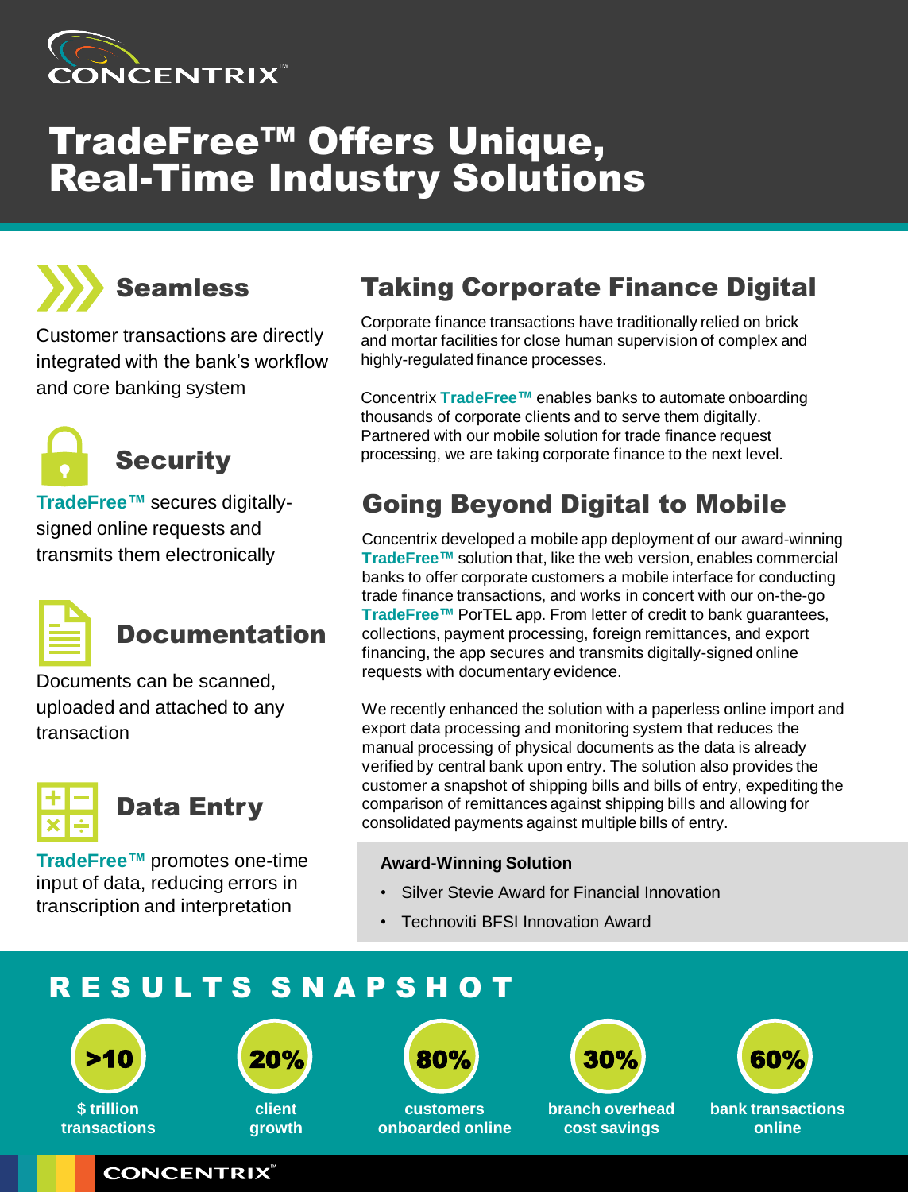# TradeFree™ Offers Unique, Real-Time Industry Solutions

## Seamless

Customer transactions are directly integrated with the bank's workflow and core banking system

## Security

**TradeFree™** secures digitally-signed online requests and transmits them electronically

## Documentation

Documents can be scanned, uploaded and attached to any transaction

## Data Entry

**TradeFree™** promotes one-time input of data, reducing errors in transcription and interpretation

## Taking Corporate Finance Digital

Corporate finance transactions have traditionally relied on brick and mortar facilities for close human supervision of complex and highly-regulated finance processes.

Concentrix **TradeFree™** enables banks to automate onboarding thousands of corporate clients and to serve them digitally. Partnered with our mobile solution for trade finance request processing, we are taking corporate finance to the next level.

## Going Beyond Digital to Mobile

Concentrix developed a mobile app deployment of our award-winning **TradeFree™** solution that, like the web version, enables commercial banks to offer corporate customers a mobile interface for conducting trade finance transactions, and works in concert with our on-the-go **TradeFree™** PorTEL app. From letter of credit to bank guarantees, collections, payment processing, foreign remittances, and export financing, the app secures and transmits digitally-signed online requests with documentary evidence.

We recently enhanced the solution with a paperless online import and export data processing and monitoring system that reduces the manual processing of physical documents as the data is already verified by central bank upon entry. The solution also provides the customer a snapshot of shipping bills and bills of entry, expediting the comparison of remittances against shipping bills and allowing for consolidated payments against multiple bills of entry.

**Award-Winning Solution**

- Silver Stevie Award for Financial Innovation
- Technoviti BFSI Innovation Award

## RESULTS SNAPSHOT

- **>10** $ trillion transactions
- **20%** client growth
- **80%** customers onboarded online
- **30%** branch overhead cost savings
- **60%** bank transactions online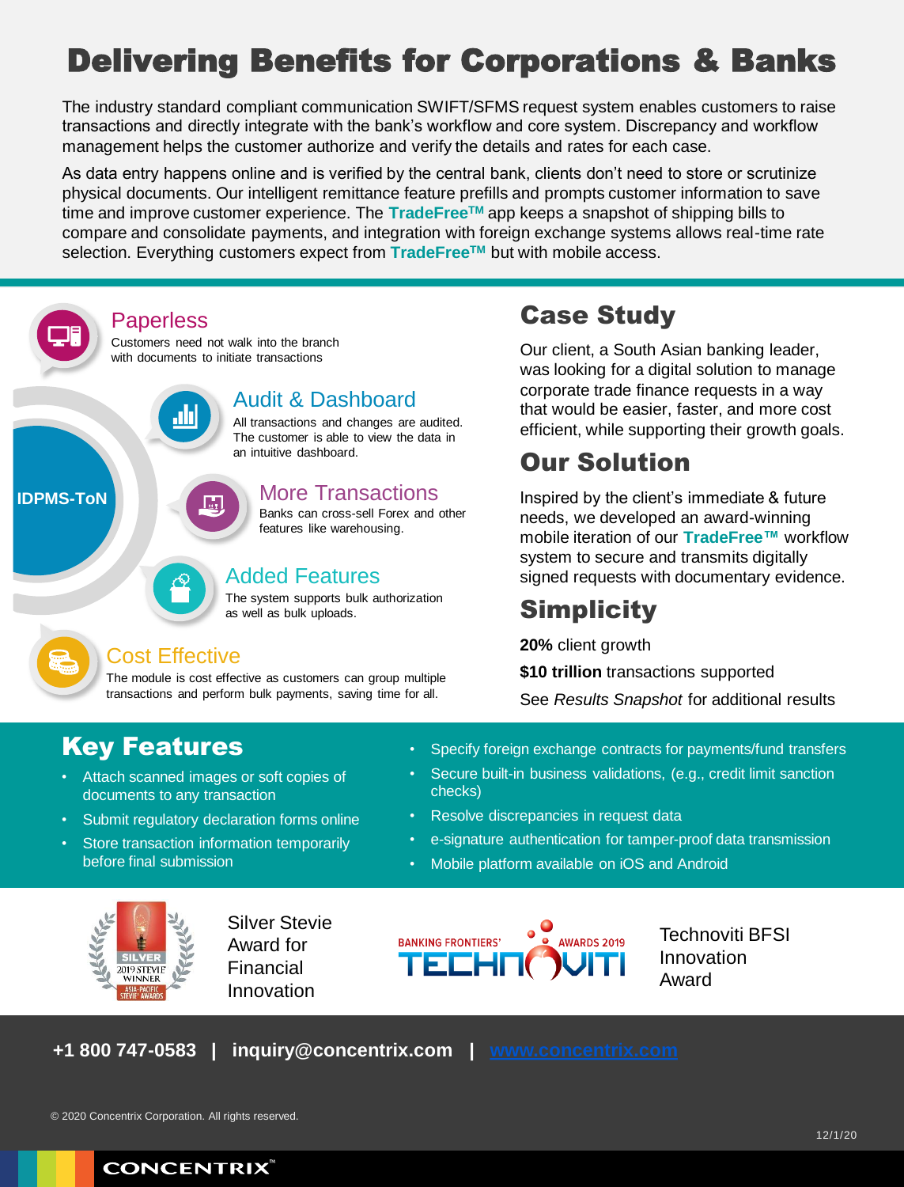# Delivering Benefits for Corporations & Banks

The industry standard compliant communication SWIFT/SFMS request system enables customers to raise transactions and directly integrate with the bank's workflow and core system. Discrepancy and workflow management helps the customer authorize and verify the details and rates for each case.

As data entry happens online and is verified by the central bank, clients don't need to store or scrutinize physical documents. Our intelligent remittance feature prefills and prompts customer information to save time and improve customer experience. The **TradeFree™** app keeps a snapshot of shipping bills to compare and consolidate payments, and integration with foreign exchange systems allows real-time rate selection. Everything customers expect from **TradeFree™** but with mobile access.

IDPMS-ToN

### Paperless

Customers need not walk into the branch with documents to initiate transactions

### Audit & Dashboard

All transactions and changes are audited. The customer is able to view the data in an intuitive dashboard.

### More Transactions

Banks can cross-sell Forex and other features like warehousing.

### Added Features

The system supports bulk authorization as well as bulk uploads.

### Cost Effective

The module is cost effective as customers can group multiple transactions and perform bulk payments, saving time for all.

## Case Study

Our client, a South Asian banking leader, was looking for a digital solution to manage corporate trade finance requests in a way that would be easier, faster, and more cost efficient, while supporting their growth goals.

## Our Solution

Inspired by the client's immediate & future needs, we developed an award-winning mobile iteration of our **TradeFree™** workflow system to secure and transmits digitally signed requests with documentary evidence.

## Simplicity

**20%** client growth

**$10 trillion** transactions supported

See *Results Snapshot* for additional results

## Key Features

- Attach scanned images or soft copies of documents to any transaction
- Submit regulatory declaration forms online
- Store transaction information temporarily before final submission
- Specify foreign exchange contracts for payments/fund transfers
- Secure built-in business validations, (e.g., credit limit sanction checks)
- Resolve discrepancies in request data
- e-signature authentication for tamper-proof data transmission
- Mobile platform available on iOS and Android

Silver Stevie Award for Financial Innovation

Technoviti BFSI Innovation Award

**+1 800 747-0583 | inquiry@concentrix.com | www.concentrix.com**

© 2020 Concentrix Corporation. All rights reserved.

12/1/20